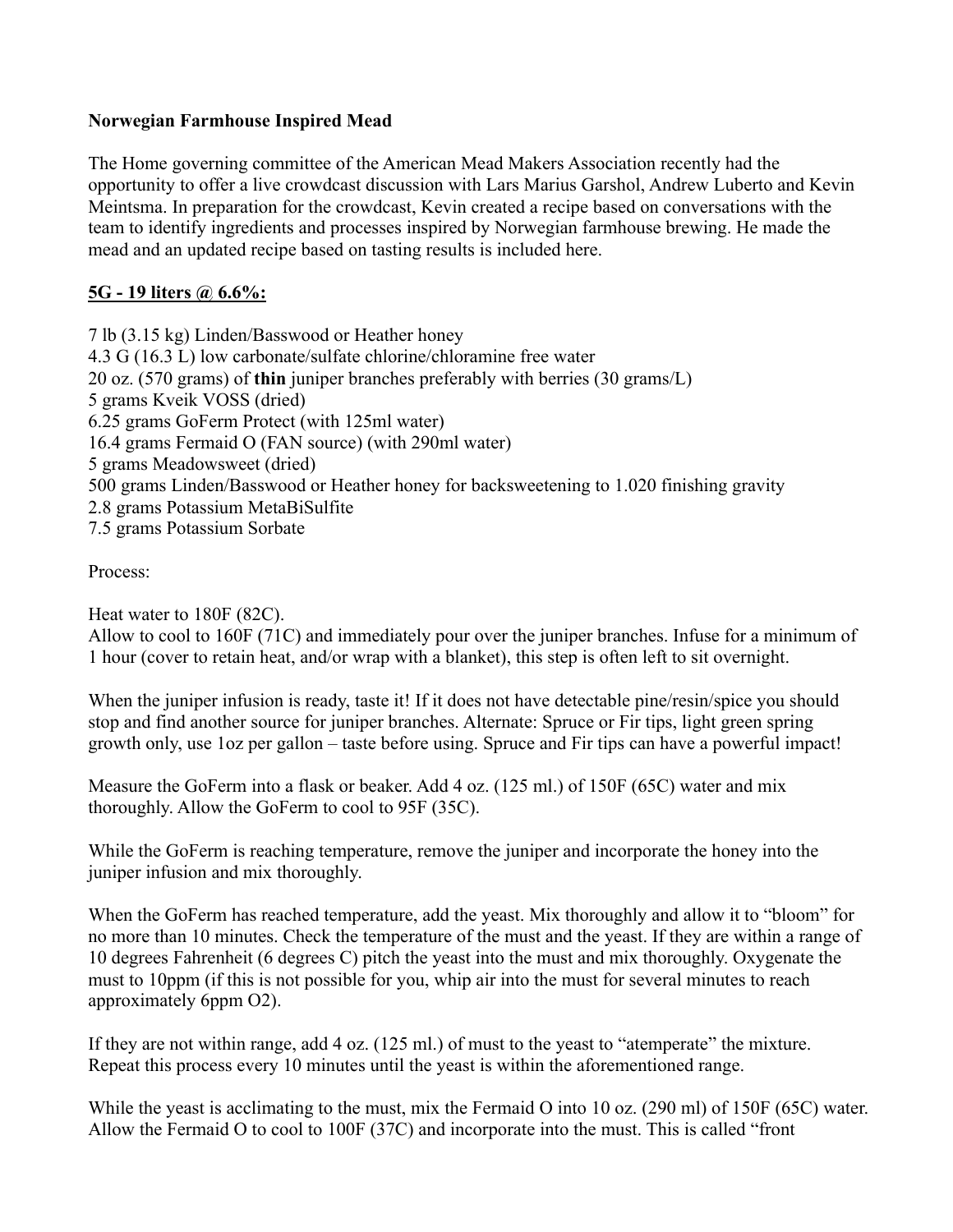**Norwegian Farmhouse Inspired Mead**

The Home governing committee of the American Mead Makers Association recently had the opportunity to offer a live crowdcast discussion with Lars Marius Garshol, Andrew Luberto and Kevin Meintsma. In preparation for the crowdcast, Kevin created a recipe based on conversations with the team to identify ingredients and processes inspired by Norwegian farmhouse brewing. He made the mead and an updated recipe based on tasting results is included here.

**5G - 19 liters @ 6.6%:**

7 lb (3.15 kg) Linden/Basswood or Heather honey
4.3 G (16.3 L) low carbonate/sulfate chlorine/chloramine free water
20 oz. (570 grams) of **thin** juniper branches preferably with berries (30 grams/L)
5 grams Kveik VOSS (dried)
6.25 grams GoFerm Protect (with 125ml water)
16.4 grams Fermaid O (FAN source) (with 290ml water)
5 grams Meadowsweet (dried)
500 grams Linden/Basswood or Heather honey for backsweetening to 1.020 finishing gravity
2.8 grams Potassium MetaBiSulfite
7.5 grams Potassium Sorbate

Process:

Heat water to 180F (82C).
Allow to cool to 160F (71C) and immediately pour over the juniper branches. Infuse for a minimum of 1 hour (cover to retain heat, and/or wrap with a blanket), this step is often left to sit overnight.

When the juniper infusion is ready, taste it! If it does not have detectable pine/resin/spice you should stop and find another source for juniper branches. Alternate: Spruce or Fir tips, light green spring growth only, use 1oz per gallon – taste before using. Spruce and Fir tips can have a powerful impact!

Measure the GoFerm into a flask or beaker. Add 4 oz. (125 ml.) of 150F (65C) water and mix thoroughly. Allow the GoFerm to cool to 95F (35C).

While the GoFerm is reaching temperature, remove the juniper and incorporate the honey into the juniper infusion and mix thoroughly.

When the GoFerm has reached temperature, add the yeast. Mix thoroughly and allow it to "bloom" for no more than 10 minutes. Check the temperature of the must and the yeast. If they are within a range of 10 degrees Fahrenheit (6 degrees C) pitch the yeast into the must and mix thoroughly. Oxygenate the must to 10ppm (if this is not possible for you, whip air into the must for several minutes to reach approximately 6ppm O2).

If they are not within range, add 4 oz. (125 ml.) of must to the yeast to "atemperate" the mixture. Repeat this process every 10 minutes until the yeast is within the aforementioned range.

While the yeast is acclimating to the must, mix the Fermaid O into 10 oz. (290 ml) of 150F (65C) water. Allow the Fermaid O to cool to 100F (37C) and incorporate into the must. This is called "front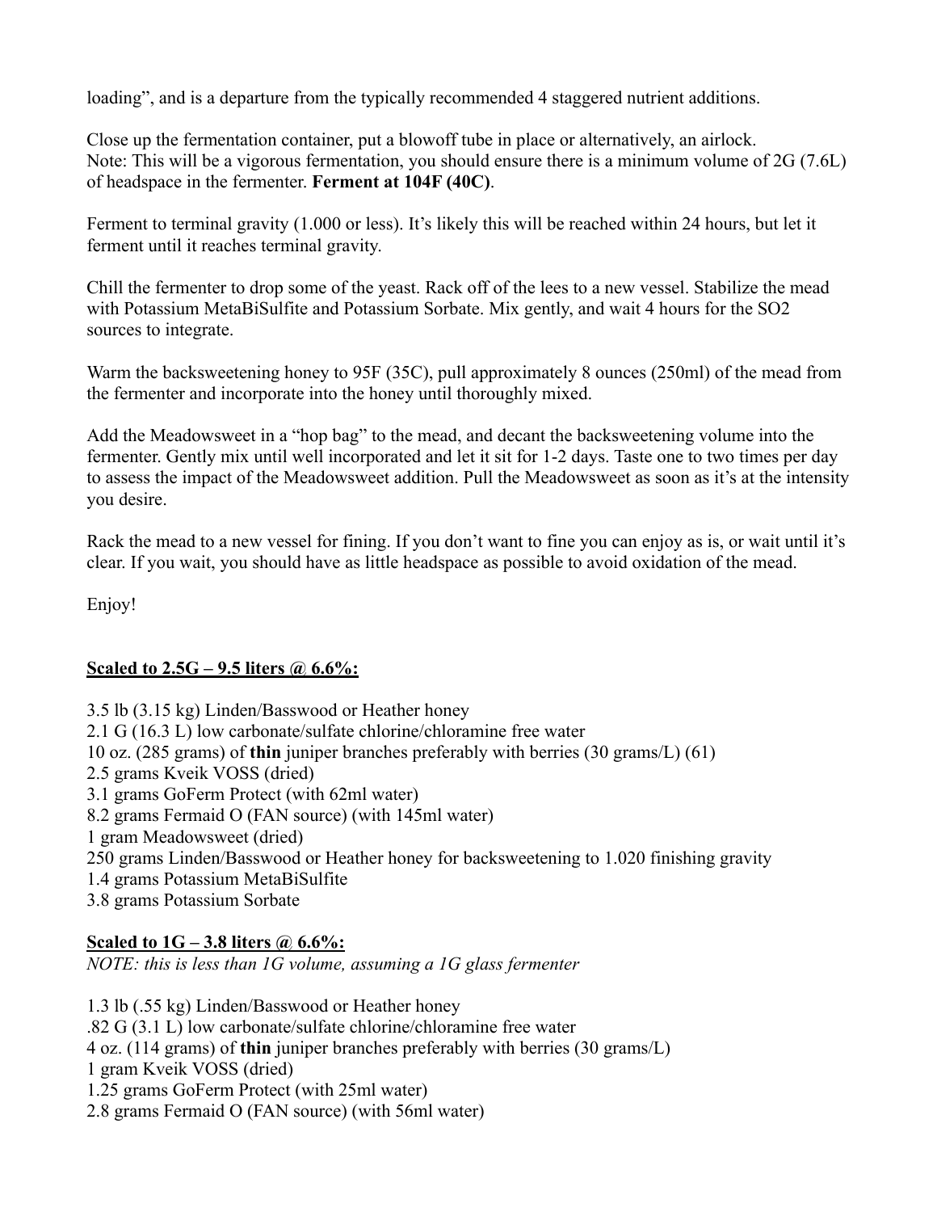loading", and is a departure from the typically recommended 4 staggered nutrient additions.

Close up the fermentation container, put a blowoff tube in place or alternatively, an airlock.
Note: This will be a vigorous fermentation, you should ensure there is a minimum volume of 2G (7.6L) of headspace in the fermenter. **Ferment at 104F (40C)**.

Ferment to terminal gravity (1.000 or less). It's likely this will be reached within 24 hours, but let it ferment until it reaches terminal gravity.

Chill the fermenter to drop some of the yeast. Rack off of the lees to a new vessel. Stabilize the mead with Potassium MetaBiSulfite and Potassium Sorbate. Mix gently, and wait 4 hours for the $SO_2$ sources to integrate.

Warm the backsweetening honey to 95F (35C), pull approximately 8 ounces (250ml) of the mead from the fermenter and incorporate into the honey until thoroughly mixed.

Add the Meadowsweet in a "hop bag" to the mead, and decant the backsweetening volume into the fermenter. Gently mix until well incorporated and let it sit for 1-2 days. Taste one to two times per day to assess the impact of the Meadowsweet addition. Pull the Meadowsweet as soon as it's at the intensity you desire.

Rack the mead to a new vessel for fining. If you don't want to fine you can enjoy as is, or wait until it's clear. If you wait, you should have as little headspace as possible to avoid oxidation of the mead.

Enjoy!

**Scaled to 2.5G – 9.5 liters @ 6.6%:**

3.5 lb (3.15 kg) Linden/Basswood or Heather honey
2.1 G (16.3 L) low carbonate/sulfate chlorine/chloramine free water
10 oz. (285 grams) of **thin** juniper branches preferably with berries (30 grams/L) (61)
2.5 grams Kveik VOSS (dried)
3.1 grams GoFerm Protect (with 62ml water)
8.2 grams Fermaid O (FAN source) (with 145ml water)
1 gram Meadowsweet (dried)
250 grams Linden/Basswood or Heather honey for backsweetening to 1.020 finishing gravity
1.4 grams Potassium MetaBiSulfite
3.8 grams Potassium Sorbate

**Scaled to 1G – 3.8 liters @ 6.6%:**
*NOTE: this is less than 1G volume, assuming a 1G glass fermenter*

1.3 lb (.55 kg) Linden/Basswood or Heather honey
.82 G (3.1 L) low carbonate/sulfate chlorine/chloramine free water
4 oz. (114 grams) of **thin** juniper branches preferably with berries (30 grams/L)
1 gram Kveik VOSS (dried)
1.25 grams GoFerm Protect (with 25ml water)
2.8 grams Fermaid O (FAN source) (with 56ml water)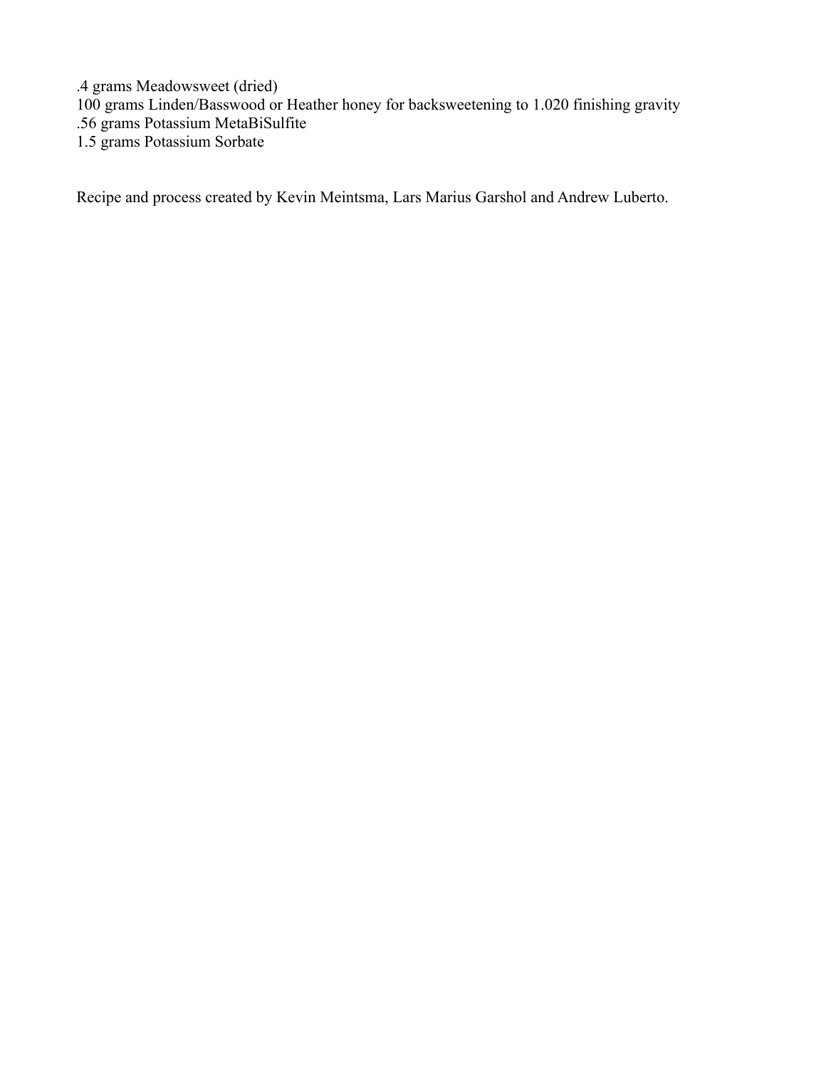.4 grams Meadowsweet (dried)
100 grams Linden/Basswood or Heather honey for backsweetening to 1.020 finishing gravity
.56 grams Potassium MetaBiSulfite
1.5 grams Potassium Sorbate

Recipe and process created by Kevin Meintsma, Lars Marius Garshol and Andrew Luberto.